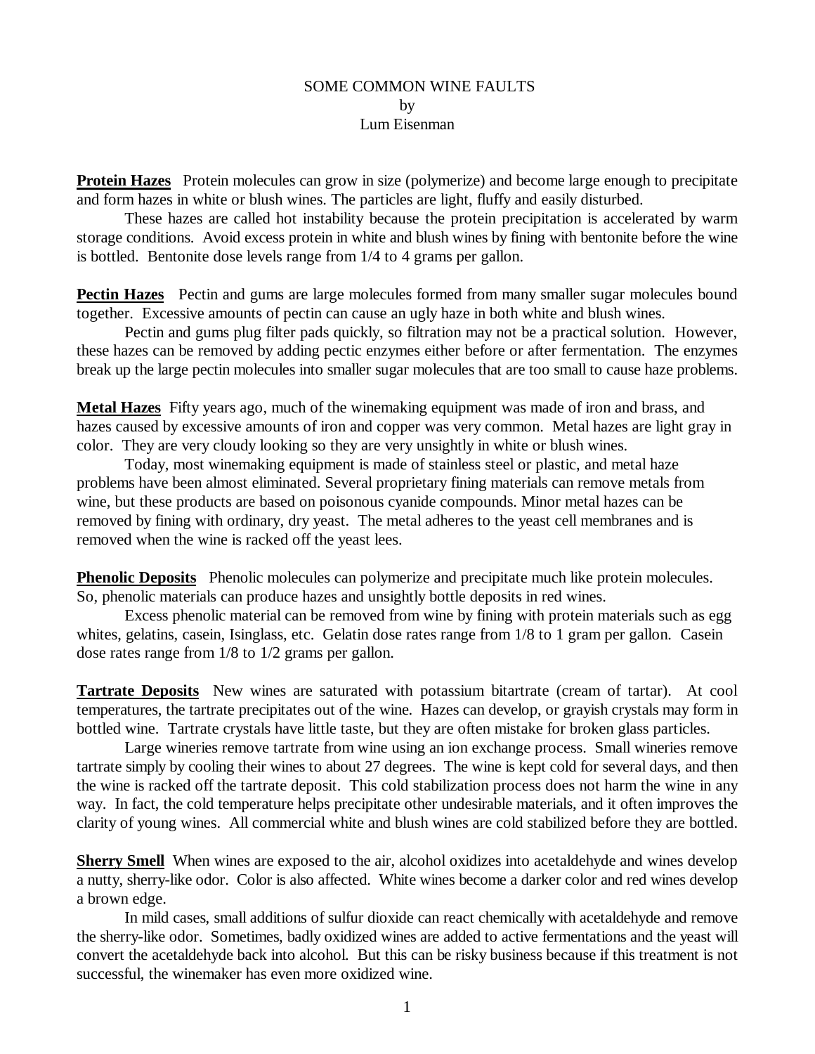# SOME COMMON WINE FAULTS
by
Lum Eisenman

**Protein Hazes** Protein molecules can grow in size (polymerize) and become large enough to precipitate and form hazes in white or blush wines. The particles are light, fluffy and easily disturbed.

These hazes are called hot instability because the protein precipitation is accelerated by warm storage conditions. Avoid excess protein in white and blush wines by fining with bentonite before the wine is bottled. Bentonite dose levels range from 1/4 to 4 grams per gallon.

**Pectin Hazes** Pectin and gums are large molecules formed from many smaller sugar molecules bound together. Excessive amounts of pectin can cause an ugly haze in both white and blush wines.

Pectin and gums plug filter pads quickly, so filtration may not be a practical solution. However, these hazes can be removed by adding pectic enzymes either before or after fermentation. The enzymes break up the large pectin molecules into smaller sugar molecules that are too small to cause haze problems.

**Metal Hazes** Fifty years ago, much of the winemaking equipment was made of iron and brass, and hazes caused by excessive amounts of iron and copper was very common. Metal hazes are light gray in color. They are very cloudy looking so they are very unsightly in white or blush wines.

Today, most winemaking equipment is made of stainless steel or plastic, and metal haze problems have been almost eliminated. Several proprietary fining materials can remove metals from wine, but these products are based on poisonous cyanide compounds. Minor metal hazes can be removed by fining with ordinary, dry yeast. The metal adheres to the yeast cell membranes and is removed when the wine is racked off the yeast lees.

**Phenolic Deposits** Phenolic molecules can polymerize and precipitate much like protein molecules. So, phenolic materials can produce hazes and unsightly bottle deposits in red wines.

Excess phenolic material can be removed from wine by fining with protein materials such as egg whites, gelatins, casein, Isinglass, etc. Gelatin dose rates range from 1/8 to 1 gram per gallon. Casein dose rates range from 1/8 to 1/2 grams per gallon.

**Tartrate Deposits** New wines are saturated with potassium bitartrate (cream of tartar). At cool temperatures, the tartrate precipitates out of the wine. Hazes can develop, or grayish crystals may form in bottled wine. Tartrate crystals have little taste, but they are often mistake for broken glass particles.

Large wineries remove tartrate from wine using an ion exchange process. Small wineries remove tartrate simply by cooling their wines to about 27 degrees. The wine is kept cold for several days, and then the wine is racked off the tartrate deposit. This cold stabilization process does not harm the wine in any way. In fact, the cold temperature helps precipitate other undesirable materials, and it often improves the clarity of young wines. All commercial white and blush wines are cold stabilized before they are bottled.

**Sherry Smell** When wines are exposed to the air, alcohol oxidizes into acetaldehyde and wines develop a nutty, sherry-like odor. Color is also affected. White wines become a darker color and red wines develop a brown edge.

In mild cases, small additions of sulfur dioxide can react chemically with acetaldehyde and remove the sherry-like odor. Sometimes, badly oxidized wines are added to active fermentations and the yeast will convert the acetaldehyde back into alcohol. But this can be risky business because if this treatment is not successful, the winemaker has even more oxidized wine.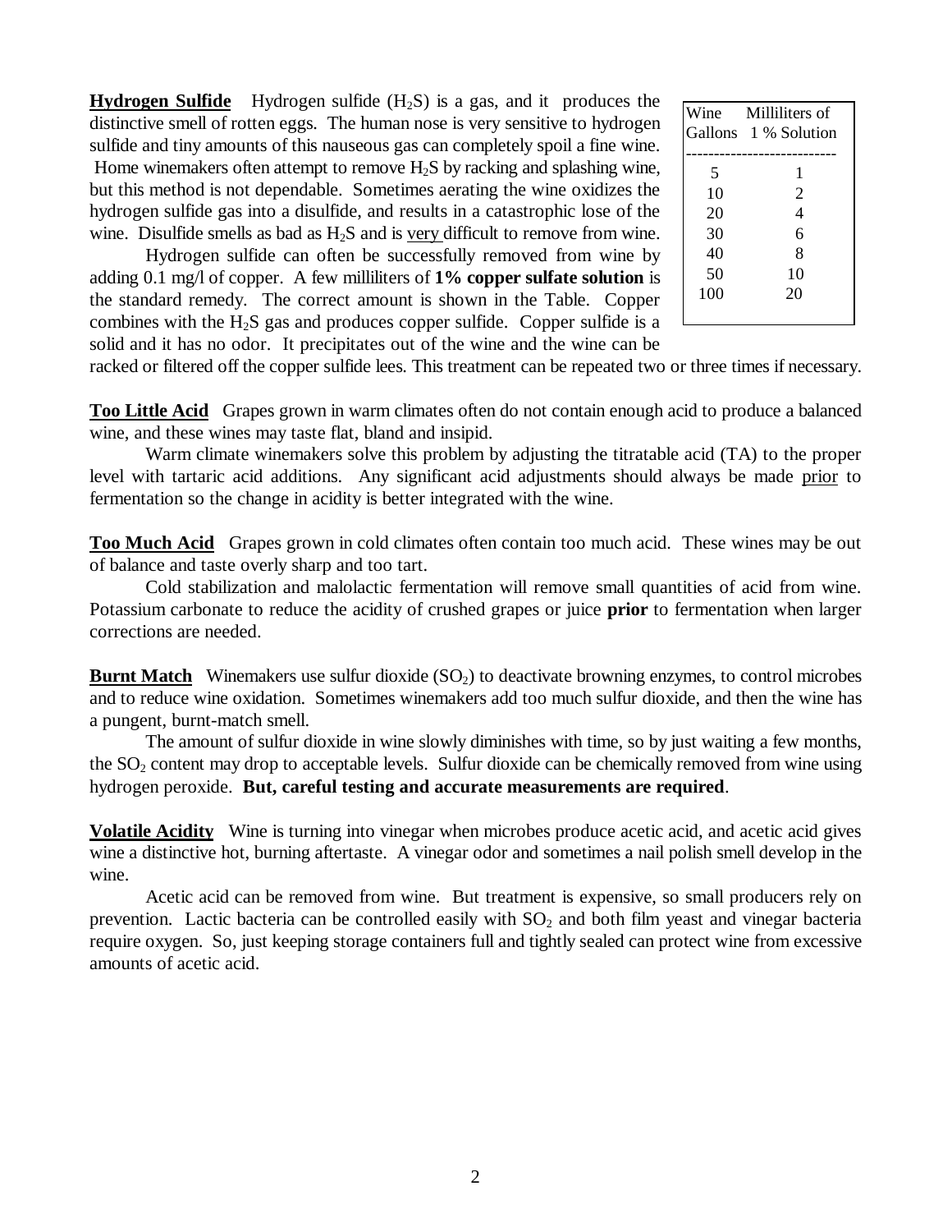**Hydrogen Sulfide** Hydrogen sulfide ($H_2S$) is a gas, and it produces the distinctive smell of rotten eggs. The human nose is very sensitive to hydrogen sulfide and tiny amounts of this nauseous gas can completely spoil a fine wine. Home winemakers often attempt to remove $H_2S$ by racking and splashing wine, but this method is not dependable. Sometimes aerating the wine oxidizes the hydrogen sulfide gas into a disulfide, and results in a catastrophic lose of the wine. Disulfide smells as bad as $H_2S$ and is very difficult to remove from wine.

Hydrogen sulfide can often be successfully removed from wine by adding 0.1 mg/l of copper. A few milliliters of **1% copper sulfate solution** is the standard remedy. The correct amount is shown in the Table. Copper combines with the $H_2S$ gas and produces copper sulfide. Copper sulfide is a solid and it has no odor. It precipitates out of the wine and the wine can be racked or filtered off the copper sulfide lees. This treatment can be repeated two or three times if necessary.

| Wine Gallons | Milliliters of 1 % Solution |
|---|---|
| 5 | 1 |
| 10 | 2 |
| 20 | 4 |
| 30 | 6 |
| 40 | 8 |
| 50 | 10 |
| 100 | 20 |

**Too Little Acid** Grapes grown in warm climates often do not contain enough acid to produce a balanced wine, and these wines may taste flat, bland and insipid.

Warm climate winemakers solve this problem by adjusting the titratable acid (TA) to the proper level with tartaric acid additions. Any significant acid adjustments should always be made prior to fermentation so the change in acidity is better integrated with the wine.

**Too Much Acid** Grapes grown in cold climates often contain too much acid. These wines may be out of balance and taste overly sharp and too tart.

Cold stabilization and malolactic fermentation will remove small quantities of acid from wine. Potassium carbonate to reduce the acidity of crushed grapes or juice **prior** to fermentation when larger corrections are needed.

**Burnt Match** Winemakers use sulfur dioxide ($SO_2$) to deactivate browning enzymes, to control microbes and to reduce wine oxidation. Sometimes winemakers add too much sulfur dioxide, and then the wine has a pungent, burnt-match smell.

The amount of sulfur dioxide in wine slowly diminishes with time, so by just waiting a few months, the $SO_2$ content may drop to acceptable levels. Sulfur dioxide can be chemically removed from wine using hydrogen peroxide. **But, careful testing and accurate measurements are required**.

**Volatile Acidity** Wine is turning into vinegar when microbes produce acetic acid, and acetic acid gives wine a distinctive hot, burning aftertaste. A vinegar odor and sometimes a nail polish smell develop in the wine.

Acetic acid can be removed from wine. But treatment is expensive, so small producers rely on prevention. Lactic bacteria can be controlled easily with $SO_2$ and both film yeast and vinegar bacteria require oxygen. So, just keeping storage containers full and tightly sealed can protect wine from excessive amounts of acetic acid.